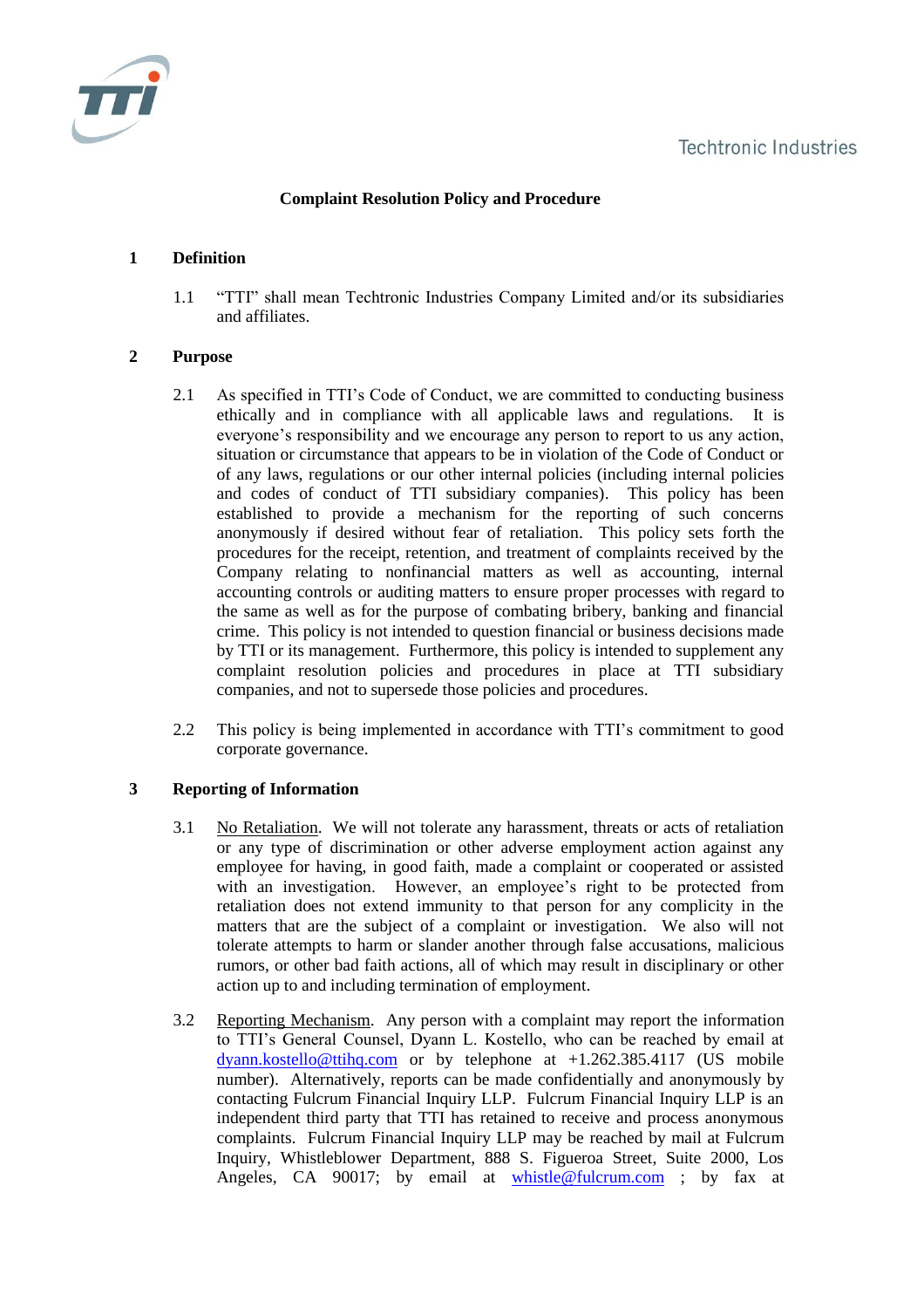Techtronic Industries

# Complaint Resolution Policy and Procedure

## 1 Definition

1.1 "TTI" shall mean Techtronic Industries Company Limited and/or its subsidiaries and affiliates.

## 2 Purpose

2.1 As specified in TTI's Code of Conduct, we are committed to conducting business ethically and in compliance with all applicable laws and regulations. It is everyone's responsibility and we encourage any person to report to us any action, situation or circumstance that appears to be in violation of the Code of Conduct or of any laws, regulations or our other internal policies (including internal policies and codes of conduct of TTI subsidiary companies). This policy has been established to provide a mechanism for the reporting of such concerns anonymously if desired without fear of retaliation. This policy sets forth the procedures for the receipt, retention, and treatment of complaints received by the Company relating to nonfinancial matters as well as accounting, internal accounting controls or auditing matters to ensure proper processes with regard to the same as well as for the purpose of combating bribery, banking and financial crime. This policy is not intended to question financial or business decisions made by TTI or its management. Furthermore, this policy is intended to supplement any complaint resolution policies and procedures in place at TTI subsidiary companies, and not to supersede those policies and procedures.

2.2 This policy is being implemented in accordance with TTI's commitment to good corporate governance.

## 3 Reporting of Information

3.1 No Retaliation. We will not tolerate any harassment, threats or acts of retaliation or any type of discrimination or other adverse employment action against any employee for having, in good faith, made a complaint or cooperated or assisted with an investigation. However, an employee's right to be protected from retaliation does not extend immunity to that person for any complicity in the matters that are the subject of a complaint or investigation. We also will not tolerate attempts to harm or slander another through false accusations, malicious rumors, or other bad faith actions, all of which may result in disciplinary or other action up to and including termination of employment.

3.2 Reporting Mechanism. Any person with a complaint may report the information to TTI's General Counsel, Dyann L. Kostello, who can be reached by email at dyann.kostello@ttihq.com or by telephone at +1.262.385.4117 (US mobile number). Alternatively, reports can be made confidentially and anonymously by contacting Fulcrum Financial Inquiry LLP. Fulcrum Financial Inquiry LLP is an independent third party that TTI has retained to receive and process anonymous complaints. Fulcrum Financial Inquiry LLP may be reached by mail at Fulcrum Inquiry, Whistleblower Department, 888 S. Figueroa Street, Suite 2000, Los Angeles, CA 90017; by email at whistle@fulcrum.com ; by fax at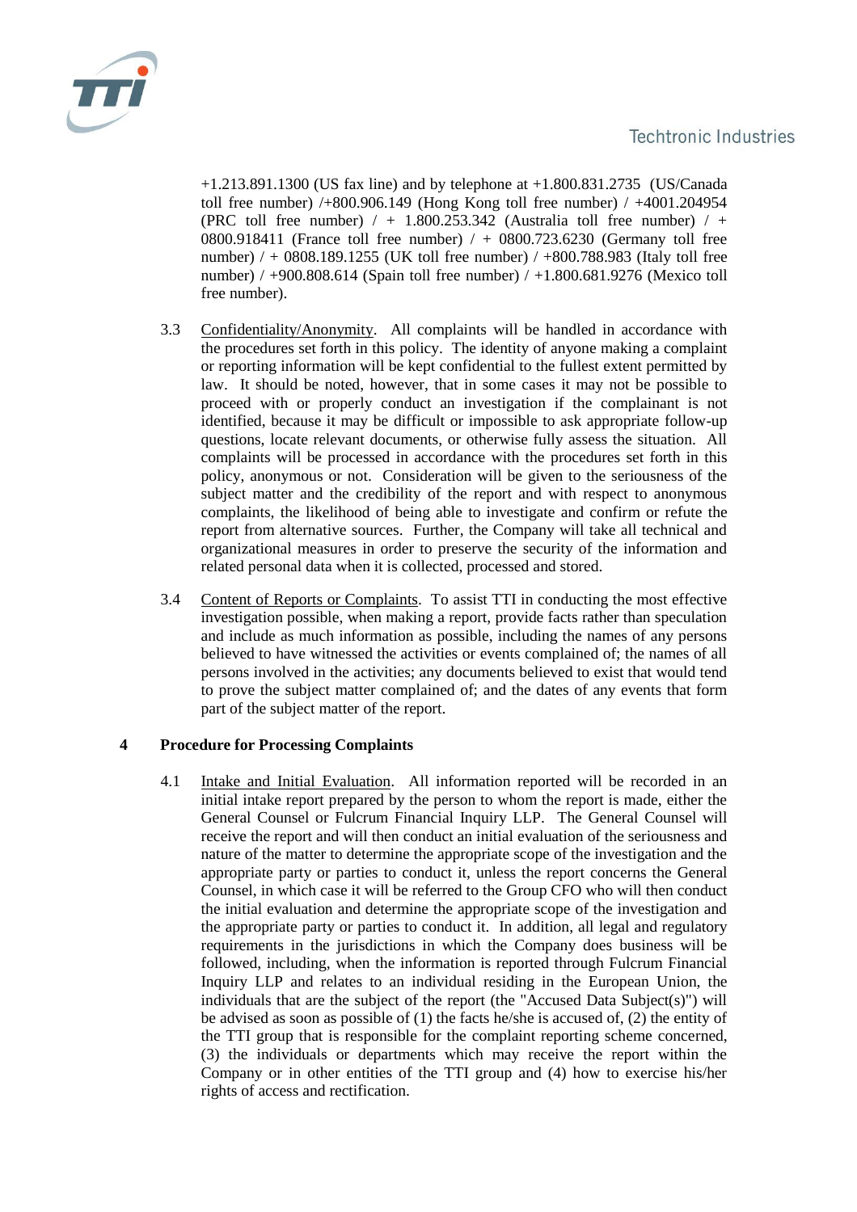+1.213.891.1300 (US fax line) and by telephone at +1.800.831.2735 (US/Canada toll free number) /+800.906.149 (Hong Kong toll free number) / +4001.204954 (PRC toll free number) / + 1.800.253.342 (Australia toll free number) / + 0800.918411 (France toll free number) / + 0800.723.6230 (Germany toll free number) / + 0808.189.1255 (UK toll free number) / +800.788.983 (Italy toll free number) / +900.808.614 (Spain toll free number) / +1.800.681.9276 (Mexico toll free number).

3.3 Confidentiality/Anonymity. All complaints will be handled in accordance with the procedures set forth in this policy. The identity of anyone making a complaint or reporting information will be kept confidential to the fullest extent permitted by law. It should be noted, however, that in some cases it may not be possible to proceed with or properly conduct an investigation if the complainant is not identified, because it may be difficult or impossible to ask appropriate follow-up questions, locate relevant documents, or otherwise fully assess the situation. All complaints will be processed in accordance with the procedures set forth in this policy, anonymous or not. Consideration will be given to the seriousness of the subject matter and the credibility of the report and with respect to anonymous complaints, the likelihood of being able to investigate and confirm or refute the report from alternative sources. Further, the Company will take all technical and organizational measures in order to preserve the security of the information and related personal data when it is collected, processed and stored.

3.4 Content of Reports or Complaints. To assist TTI in conducting the most effective investigation possible, when making a report, provide facts rather than speculation and include as much information as possible, including the names of any persons believed to have witnessed the activities or events complained of; the names of all persons involved in the activities; any documents believed to exist that would tend to prove the subject matter complained of; and the dates of any events that form part of the subject matter of the report.

## 4 Procedure for Processing Complaints

4.1 Intake and Initial Evaluation. All information reported will be recorded in an initial intake report prepared by the person to whom the report is made, either the General Counsel or Fulcrum Financial Inquiry LLP. The General Counsel will receive the report and will then conduct an initial evaluation of the seriousness and nature of the matter to determine the appropriate scope of the investigation and the appropriate party or parties to conduct it, unless the report concerns the General Counsel, in which case it will be referred to the Group CFO who will then conduct the initial evaluation and determine the appropriate scope of the investigation and the appropriate party or parties to conduct it. In addition, all legal and regulatory requirements in the jurisdictions in which the Company does business will be followed, including, when the information is reported through Fulcrum Financial Inquiry LLP and relates to an individual residing in the European Union, the individuals that are the subject of the report (the "Accused Data Subject(s)") will be advised as soon as possible of (1) the facts he/she is accused of, (2) the entity of the TTI group that is responsible for the complaint reporting scheme concerned, (3) the individuals or departments which may receive the report within the Company or in other entities of the TTI group and (4) how to exercise his/her rights of access and rectification.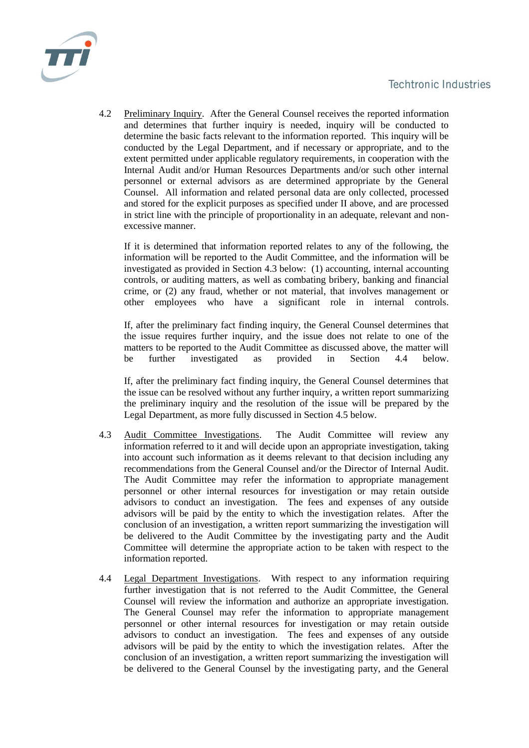4.2 Preliminary Inquiry. After the General Counsel receives the reported information and determines that further inquiry is needed, inquiry will be conducted to determine the basic facts relevant to the information reported. This inquiry will be conducted by the Legal Department, and if necessary or appropriate, and to the extent permitted under applicable regulatory requirements, in cooperation with the Internal Audit and/or Human Resources Departments and/or such other internal personnel or external advisors as are determined appropriate by the General Counsel. All information and related personal data are only collected, processed and stored for the explicit purposes as specified under II above, and are processed in strict line with the principle of proportionality in an adequate, relevant and non-excessive manner.

If it is determined that information reported relates to any of the following, the information will be reported to the Audit Committee, and the information will be investigated as provided in Section 4.3 below: (1) accounting, internal accounting controls, or auditing matters, as well as combating bribery, banking and financial crime, or (2) any fraud, whether or not material, that involves management or other employees who have a significant role in internal controls.

If, after the preliminary fact finding inquiry, the General Counsel determines that the issue requires further inquiry, and the issue does not relate to one of the matters to be reported to the Audit Committee as discussed above, the matter will be further investigated as provided in Section 4.4 below.

If, after the preliminary fact finding inquiry, the General Counsel determines that the issue can be resolved without any further inquiry, a written report summarizing the preliminary inquiry and the resolution of the issue will be prepared by the Legal Department, as more fully discussed in Section 4.5 below.

4.3 Audit Committee Investigations. The Audit Committee will review any information referred to it and will decide upon an appropriate investigation, taking into account such information as it deems relevant to that decision including any recommendations from the General Counsel and/or the Director of Internal Audit. The Audit Committee may refer the information to appropriate management personnel or other internal resources for investigation or may retain outside advisors to conduct an investigation. The fees and expenses of any outside advisors will be paid by the entity to which the investigation relates. After the conclusion of an investigation, a written report summarizing the investigation will be delivered to the Audit Committee by the investigating party and the Audit Committee will determine the appropriate action to be taken with respect to the information reported.

4.4 Legal Department Investigations. With respect to any information requiring further investigation that is not referred to the Audit Committee, the General Counsel will review the information and authorize an appropriate investigation. The General Counsel may refer the information to appropriate management personnel or other internal resources for investigation or may retain outside advisors to conduct an investigation. The fees and expenses of any outside advisors will be paid by the entity to which the investigation relates. After the conclusion of an investigation, a written report summarizing the investigation will be delivered to the General Counsel by the investigating party, and the General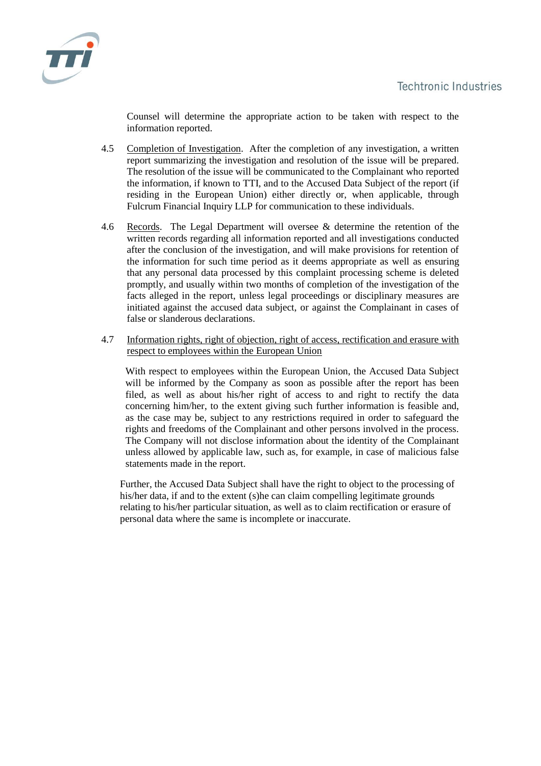Counsel will determine the appropriate action to be taken with respect to the information reported.

4.5 Completion of Investigation. After the completion of any investigation, a written report summarizing the investigation and resolution of the issue will be prepared. The resolution of the issue will be communicated to the Complainant who reported the information, if known to TTI, and to the Accused Data Subject of the report (if residing in the European Union) either directly or, when applicable, through Fulcrum Financial Inquiry LLP for communication to these individuals.

4.6 Records. The Legal Department will oversee & determine the retention of the written records regarding all information reported and all investigations conducted after the conclusion of the investigation, and will make provisions for retention of the information for such time period as it deems appropriate as well as ensuring that any personal data processed by this complaint processing scheme is deleted promptly, and usually within two months of completion of the investigation of the facts alleged in the report, unless legal proceedings or disciplinary measures are initiated against the accused data subject, or against the Complainant in cases of false or slanderous declarations.

4.7 Information rights, right of objection, right of access, rectification and erasure with respect to employees within the European Union

With respect to employees within the European Union, the Accused Data Subject will be informed by the Company as soon as possible after the report has been filed, as well as about his/her right of access to and right to rectify the data concerning him/her, to the extent giving such further information is feasible and, as the case may be, subject to any restrictions required in order to safeguard the rights and freedoms of the Complainant and other persons involved in the process. The Company will not disclose information about the identity of the Complainant unless allowed by applicable law, such as, for example, in case of malicious false statements made in the report.

Further, the Accused Data Subject shall have the right to object to the processing of his/her data, if and to the extent (s)he can claim compelling legitimate grounds relating to his/her particular situation, as well as to claim rectification or erasure of personal data where the same is incomplete or inaccurate.